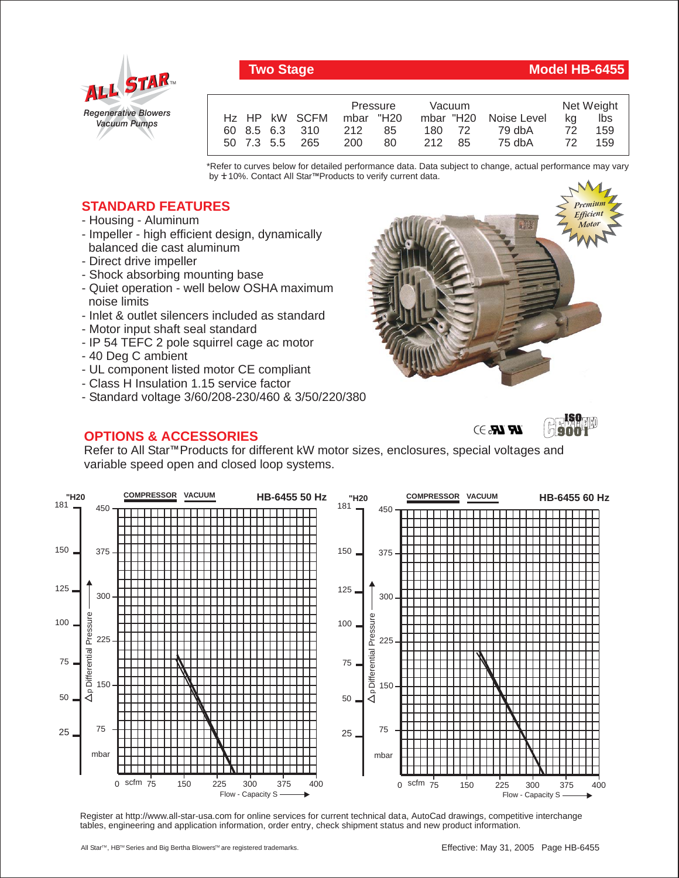**ALL STAR™**
*Regenerative Blowers*
*Vacuum Pumps*

# Two Stage — Model HB-6455

| Hz | HP | kW | SCFM | Pressure mbar | Pressure "H20 | Vacuum mbar | Vacuum "H20 | Noise Level | Net Weight kg | Net Weight lbs |
|---|---|---|---|---|---|---|---|---|---|---|
| 60 | 8.5 | 6.3 | 310 | 212 | 85 | 180 | 72 | 79 dbA | 72 | 159 |
| 50 | 7.3 | 5.5 | 265 | 200 | 80 | 212 | 85 | 75 dbA | 72 | 159 |

*Refer to curves below for detailed performance data. Data subject to change, actual performance may vary by ± 10%. Contact All Star™ Products to verify current data.

*Premium Efficient Motor*

## STANDARD FEATURES

- Housing - Aluminum
- Impeller - high efficient design, dynamically balanced die cast aluminum
- Direct drive impeller
- Shock absorbing mounting base
- Quiet operation - well below OSHA maximum noise limits
- Inlet & outlet silencers included as standard
- Motor input shaft seal standard
- IP 54 TEFC 2 pole squirrel cage ac motor
- 40 Deg C ambient
- UL component listed motor CE compliant
- Class H Insulation 1.15 service factor
- Standard voltage 3/60/208-230/460 & 3/50/220/380

## OPTIONS & ACCESSORIES

Refer to All Star™ Products for different kW motor sizes, enclosures, special voltages and variable speed open and closed loop systems.

**HB-6455 50 Hz** — COMPRESSOR / VACUUM
Δp Differential Pressure ("H20: 25, 50, 75, 100, 125, 150, 181; mbar: 75, 150, 225, 300, 375, 450)
Flow - Capacity S (scfm: 0, 75, 150, 225, 300, 375, 400)

**HB-6455 60 Hz** — COMPRESSOR / VACUUM
Δp Differential Pressure ("H20: 25, 50, 75, 100, 125, 150, 181; mbar: 75, 150, 225, 300, 375, 450)
Flow - Capacity S (scfm: 0, 75, 150, 225, 300, 375, 400)

Register at http://www.all-star-usa.com for online services for current technical data, AutoCad drawings, competitive interchange tables, engineering and application information, order entry, check shipment status and new product information.

All Star™, HB™ Series and Big Bertha Blowers™ are registered trademarks.

Effective: May 31, 2005 Page HB-6455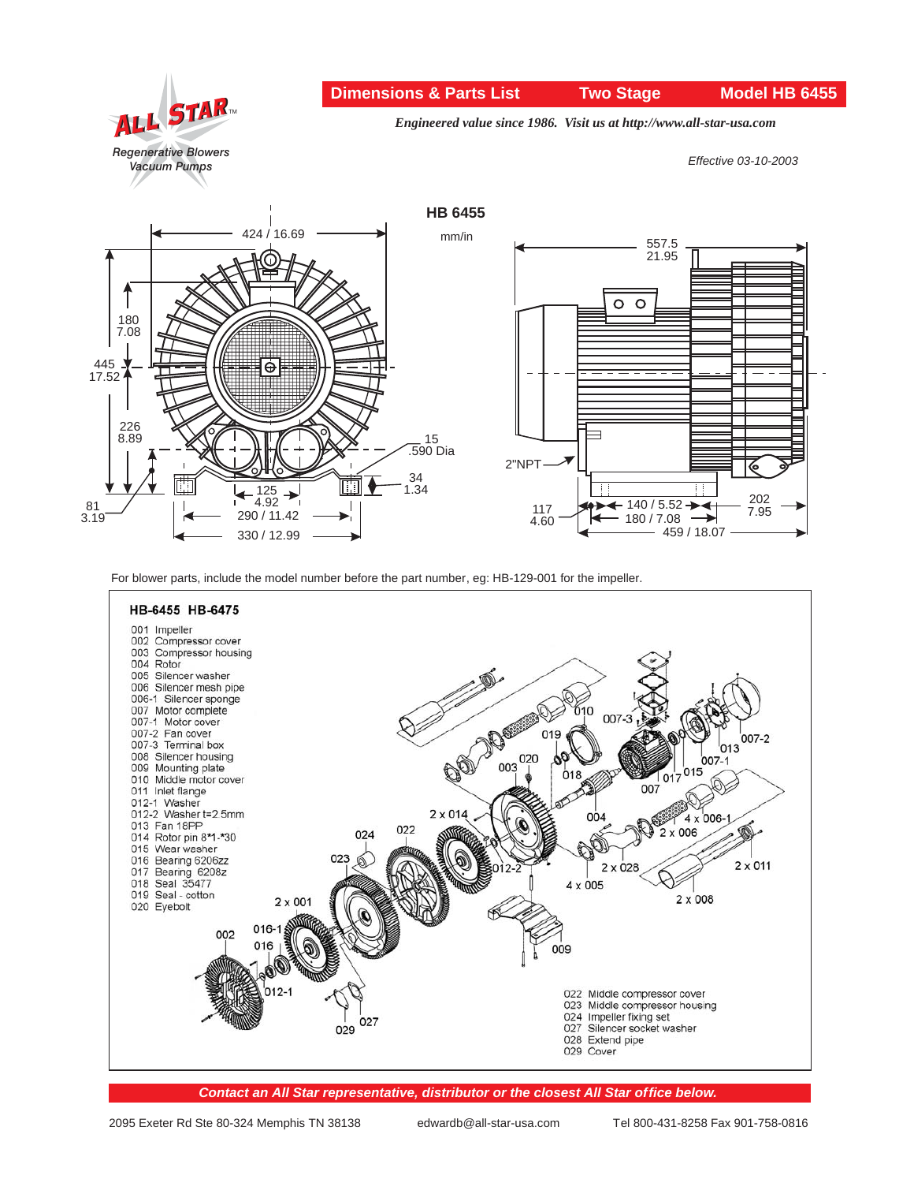# Dimensions & Parts List — Two Stage — Model HB 6455

ALL STAR™ Regenerative Blowers Vacuum Pumps

*Engineered value since 1986. Visit us at http://www.all-star-usa.com*

*Effective 03-10-2003*

## HB 6455

mm/in

424 / 16.69

445
17.52

180
7.08

226
8.89

81
3.19

125
4.92

290 / 11.42

330 / 12.99

15
.590 Dia

34
1.34

557.5
21.95

2"NPT

117
4.60

140 / 5.52

180 / 7.08

202
7.95

459 / 18.07

For blower parts, include the model number before the part number, eg: HB-129-001 for the impeller.

### HB-6455 HB-6475

- 001 Impeller
- 002 Compressor cover
- 003 Compressor housing
- 004 Rotor
- 005 Silencer washer
- 006 Silencer mesh pipe
- 006-1 Silencer sponge
- 007 Motor complete
- 007-1 Motor cover
- 007-2 Fan cover
- 007-3 Terminal box
- 008 Silencer housing
- 009 Mounting plate
- 010 Middle motor cover
- 011 Inlet flange
- 012-1 Washer
- 012-2 Washer t=2.5mm
- 013 Fan 18PP
- 014 Rotor pin 8*1-*30
- 015 Wear washer
- 016 Bearing 6206zz
- 017 Bearing 6208z
- 018 Seal 35477
- 019 Seal - cotton
- 020 Eyebolt
- 022 Middle compressor cover
- 023 Middle compressor housing
- 024 Impeller fixing set
- 027 Silencer socket washer
- 028 Extend pipe
- 029 Cover

010, 007-3, 019, 020, 018, 003, 007-2, 013, 007-1, 015, 017, 007, 004, 2 x 014, 024, 022, 023, 012-2, 4 x 006-1, 2 x 006, 2 x 028, 4 x 005, 2 x 011, 2 x 008, 2 x 001, 016-1, 016, 002, 012-1, 009, 027, 029

***Contact an All Star representative, distributor or the closest All Star office below.***

2095 Exeter Rd Ste 80-324 Memphis TN 38138 — edwardb@all-star-usa.com — Tel 800-431-8258 Fax 901-758-0816